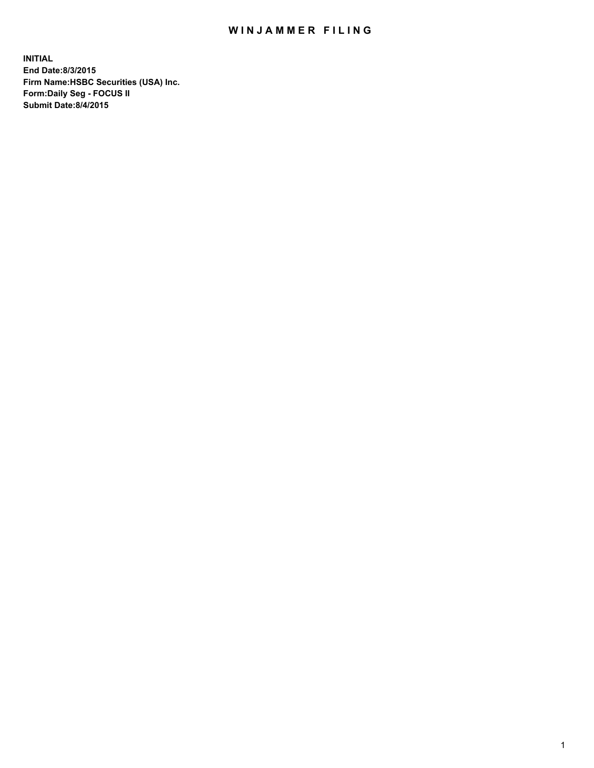# WINJAMMER FILING

**INITIAL**
**End Date:8/3/2015**
**Firm Name:HSBC Securities (USA) Inc.**
**Form:Daily Seg - FOCUS II**
**Submit Date:8/4/2015**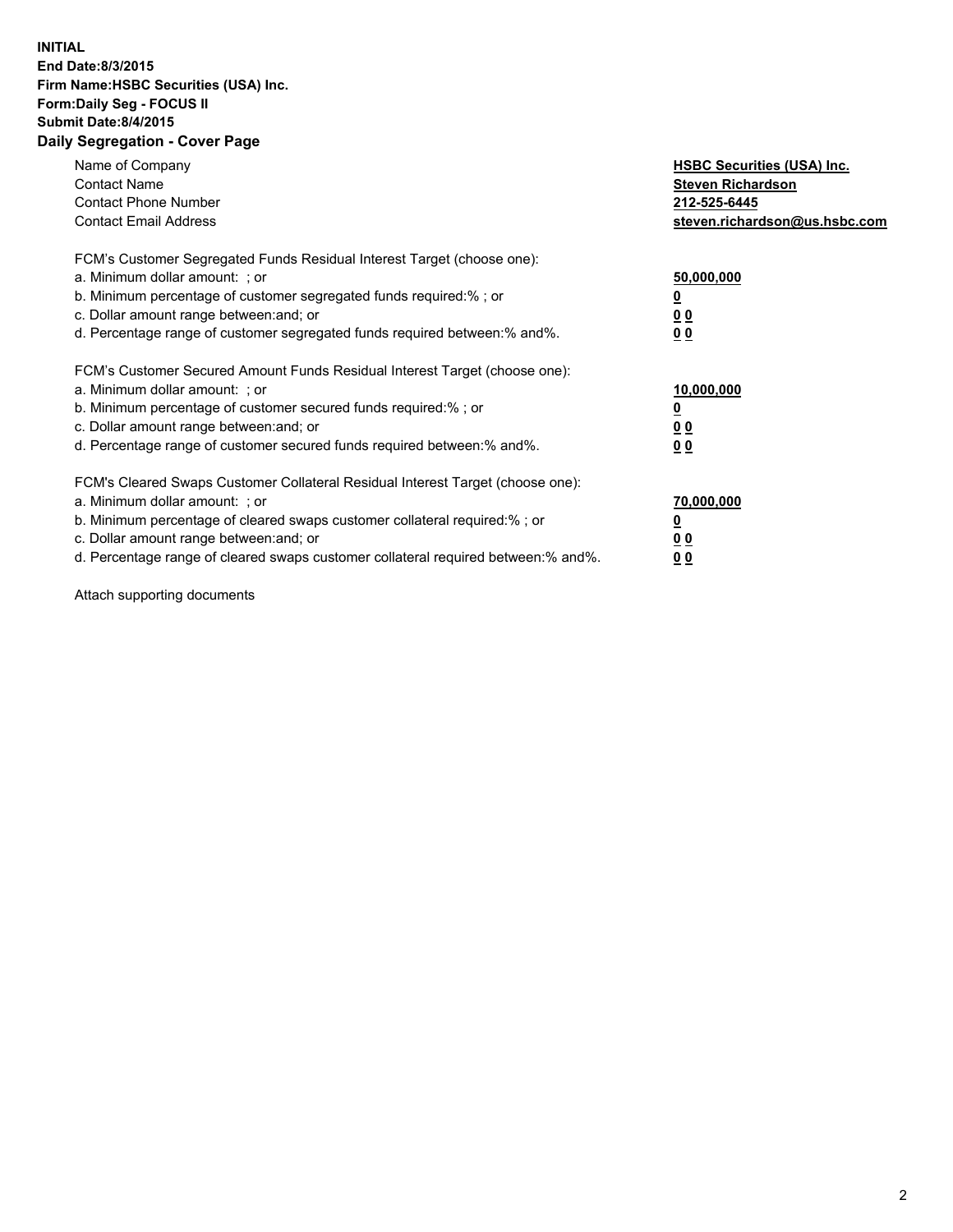**INITIAL**
**End Date:8/3/2015**
**Firm Name:HSBC Securities (USA) Inc.**
**Form:Daily Seg - FOCUS II**
**Submit Date:8/4/2015**

## Daily Segregation - Cover Page

| | |
|---|---|
| Name of Company | **HSBC Securities (USA) Inc.** |
| Contact Name | **Steven Richardson** |
| Contact Phone Number | **212-525-6445** |
| Contact Email Address | **steven.richardson@us.hsbc.com** |

FCM's Customer Segregated Funds Residual Interest Target (choose one):

| | |
|---|---|
| a. Minimum dollar amount: ; or | **50,000,000** |
| b. Minimum percentage of customer segregated funds required:% ; or | **0** |
| c. Dollar amount range between:and; or | **0 0** |
| d. Percentage range of customer segregated funds required between:% and%. | **0 0** |

FCM's Customer Secured Amount Funds Residual Interest Target (choose one):

| | |
|---|---|
| a. Minimum dollar amount: ; or | **10,000,000** |
| b. Minimum percentage of customer secured funds required:% ; or | **0** |
| c. Dollar amount range between:and; or | **0 0** |
| d. Percentage range of customer secured funds required between:% and%. | **0 0** |

FCM's Cleared Swaps Customer Collateral Residual Interest Target (choose one):

| | |
|---|---|
| a. Minimum dollar amount: ; or | **70,000,000** |
| b. Minimum percentage of cleared swaps customer collateral required:% ; or | **0** |
| c. Dollar amount range between:and; or | **0 0** |
| d. Percentage range of cleared swaps customer collateral required between:% and%. | **0 0** |

Attach supporting documents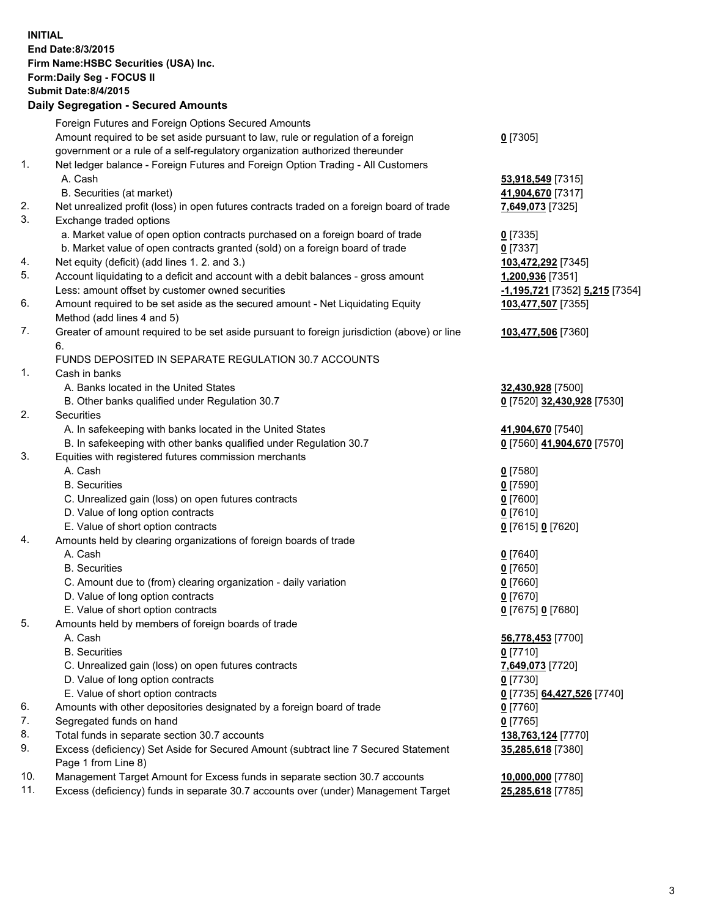**INITIAL**
**End Date:8/3/2015**
**Firm Name:HSBC Securities (USA) Inc.**
**Form:Daily Seg - FOCUS II**
**Submit Date:8/4/2015**

## Daily Segregation - Secured Amounts

| | | |
|---|---|---|
| | Foreign Futures and Foreign Options Secured Amounts | |
| | Amount required to be set aside pursuant to law, rule or regulation of a foreign government or a rule of a self-regulatory organization authorized thereunder | **0** [7305] |
| 1. | Net ledger balance - Foreign Futures and Foreign Option Trading - All Customers | |
| | A. Cash | **53,918,549** [7315] |
| | B. Securities (at market) | **41,904,670** [7317] |
| 2. | Net unrealized profit (loss) in open futures contracts traded on a foreign board of trade | **7,649,073** [7325] |
| 3. | Exchange traded options | |
| | a. Market value of open option contracts purchased on a foreign board of trade | **0** [7335] |
| | b. Market value of open contracts granted (sold) on a foreign board of trade | **0** [7337] |
| 4. | Net equity (deficit) (add lines 1. 2. and 3.) | **103,472,292** [7345] |
| 5. | Account liquidating to a deficit and account with a debit balances - gross amount | **1,200,936** [7351] |
| | Less: amount offset by customer owned securities | **-1,195,721** [7352] **5,215** [7354] |
| 6. | Amount required to be set aside as the secured amount - Net Liquidating Equity Method (add lines 4 and 5) | **103,477,507** [7355] |
| 7. | Greater of amount required to be set aside pursuant to foreign jurisdiction (above) or line 6. | **103,477,506** [7360] |
| | FUNDS DEPOSITED IN SEPARATE REGULATION 30.7 ACCOUNTS | |
| 1. | Cash in banks | |
| | A. Banks located in the United States | **32,430,928** [7500] |
| | B. Other banks qualified under Regulation 30.7 | **0** [7520] **32,430,928** [7530] |
| 2. | Securities | |
| | A. In safekeeping with banks located in the United States | **41,904,670** [7540] |
| | B. In safekeeping with other banks qualified under Regulation 30.7 | **0** [7560] **41,904,670** [7570] |
| 3. | Equities with registered futures commission merchants | |
| | A. Cash | **0** [7580] |
| | B. Securities | **0** [7590] |
| | C. Unrealized gain (loss) on open futures contracts | **0** [7600] |
| | D. Value of long option contracts | **0** [7610] |
| | E. Value of short option contracts | **0** [7615] **0** [7620] |
| 4. | Amounts held by clearing organizations of foreign boards of trade | |
| | A. Cash | **0** [7640] |
| | B. Securities | **0** [7650] |
| | C. Amount due to (from) clearing organization - daily variation | **0** [7660] |
| | D. Value of long option contracts | **0** [7670] |
| | E. Value of short option contracts | **0** [7675] **0** [7680] |
| 5. | Amounts held by members of foreign boards of trade | |
| | A. Cash | **56,778,453** [7700] |
| | B. Securities | **0** [7710] |
| | C. Unrealized gain (loss) on open futures contracts | **7,649,073** [7720] |
| | D. Value of long option contracts | **0** [7730] |
| | E. Value of short option contracts | **0** [7735] **64,427,526** [7740] |
| 6. | Amounts with other depositories designated by a foreign board of trade | **0** [7760] |
| 7. | Segregated funds on hand | **0** [7765] |
| 8. | Total funds in separate section 30.7 accounts | **138,763,124** [7770] |
| 9. | Excess (deficiency) Set Aside for Secured Amount (subtract line 7 Secured Statement Page 1 from Line 8) | **35,285,618** [7380] |
| 10. | Management Target Amount for Excess funds in separate section 30.7 accounts | **10,000,000** [7780] |
| 11. | Excess (deficiency) funds in separate 30.7 accounts over (under) Management Target | **25,285,618** [7785] |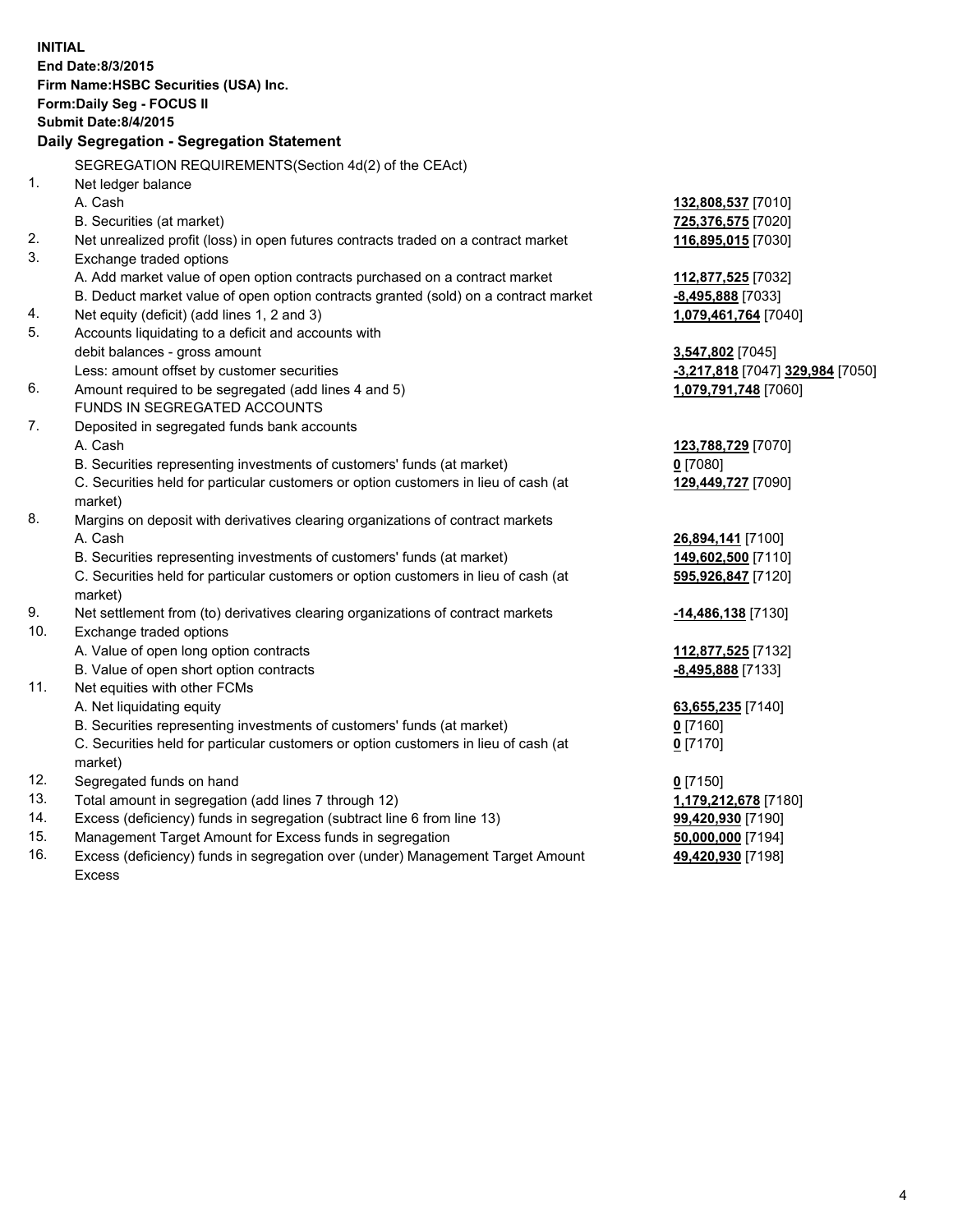**INITIAL**
**End Date:8/3/2015**
**Firm Name:HSBC Securities (USA) Inc.**
**Form:Daily Seg - FOCUS II**
**Submit Date:8/4/2015**

## Daily Segregation - Segregation Statement

SEGREGATION REQUIREMENTS(Section 4d(2) of the CEAct)

| | | |
|---|---|---|
| 1. | Net ledger balance | |
| | A. Cash | **132,808,537** [7010] |
| | B. Securities (at market) | **725,376,575** [7020] |
| 2. | Net unrealized profit (loss) in open futures contracts traded on a contract market | **116,895,015** [7030] |
| 3. | Exchange traded options | |
| | A. Add market value of open option contracts purchased on a contract market | **112,877,525** [7032] |
| | B. Deduct market value of open option contracts granted (sold) on a contract market | **-8,495,888** [7033] |
| 4. | Net equity (deficit) (add lines 1, 2 and 3) | **1,079,461,764** [7040] |
| 5. | Accounts liquidating to a deficit and accounts with debit balances - gross amount | **3,547,802** [7045] |
| | Less: amount offset by customer securities | **-3,217,818** [7047] **329,984** [7050] |
| 6. | Amount required to be segregated (add lines 4 and 5) | **1,079,791,748** [7060] |
| | FUNDS IN SEGREGATED ACCOUNTS | |
| 7. | Deposited in segregated funds bank accounts | |
| | A. Cash | **123,788,729** [7070] |
| | B. Securities representing investments of customers' funds (at market) | **0** [7080] |
| | C. Securities held for particular customers or option customers in lieu of cash (at market) | **129,449,727** [7090] |
| 8. | Margins on deposit with derivatives clearing organizations of contract markets | |
| | A. Cash | **26,894,141** [7100] |
| | B. Securities representing investments of customers' funds (at market) | **149,602,500** [7110] |
| | C. Securities held for particular customers or option customers in lieu of cash (at market) | **595,926,847** [7120] |
| 9. | Net settlement from (to) derivatives clearing organizations of contract markets | **-14,486,138** [7130] |
| 10. | Exchange traded options | |
| | A. Value of open long option contracts | **112,877,525** [7132] |
| | B. Value of open short option contracts | **-8,495,888** [7133] |
| 11. | Net equities with other FCMs | |
| | A. Net liquidating equity | **63,655,235** [7140] |
| | B. Securities representing investments of customers' funds (at market) | **0** [7160] |
| | C. Securities held for particular customers or option customers in lieu of cash (at market) | **0** [7170] |
| 12. | Segregated funds on hand | **0** [7150] |
| 13. | Total amount in segregation (add lines 7 through 12) | **1,179,212,678** [7180] |
| 14. | Excess (deficiency) funds in segregation (subtract line 6 from line 13) | **99,420,930** [7190] |
| 15. | Management Target Amount for Excess funds in segregation | **50,000,000** [7194] |
| 16. | Excess (deficiency) funds in segregation over (under) Management Target Amount Excess | **49,420,930** [7198] |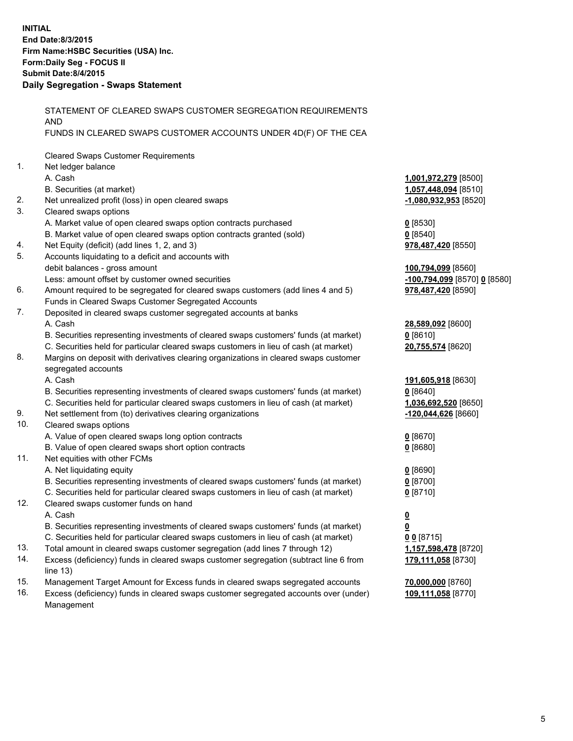**INITIAL**
**End Date:8/3/2015**
**Firm Name:HSBC Securities (USA) Inc.**
**Form:Daily Seg - FOCUS II**
**Submit Date:8/4/2015**
**Daily Segregation - Swaps Statement**

STATEMENT OF CLEARED SWAPS CUSTOMER SEGREGATION REQUIREMENTS AND FUNDS IN CLEARED SWAPS CUSTOMER ACCOUNTS UNDER 4D(F) OF THE CEA

| | | |
|---|---|---|
| | Cleared Swaps Customer Requirements | |
| 1. | Net ledger balance | |
| | A. Cash | **1,001,972,279** [8500] |
| | B. Securities (at market) | **1,057,448,094** [8510] |
| 2. | Net unrealized profit (loss) in open cleared swaps | **-1,080,932,953** [8520] |
| 3. | Cleared swaps options | |
| | A. Market value of open cleared swaps option contracts purchased | **0** [8530] |
| | B. Market value of open cleared swaps option contracts granted (sold) | **0** [8540] |
| 4. | Net Equity (deficit) (add lines 1, 2, and 3) | **978,487,420** [8550] |
| 5. | Accounts liquidating to a deficit and accounts with debit balances - gross amount | **100,794,099** [8560] |
| | Less: amount offset by customer owned securities | **-100,794,099** [8570] **0** [8580] |
| 6. | Amount required to be segregated for cleared swaps customers (add lines 4 and 5) | **978,487,420** [8590] |
| | Funds in Cleared Swaps Customer Segregated Accounts | |
| 7. | Deposited in cleared swaps customer segregated accounts at banks | |
| | A. Cash | **28,589,092** [8600] |
| | B. Securities representing investments of cleared swaps customers' funds (at market) | **0** [8610] |
| | C. Securities held for particular cleared swaps customers in lieu of cash (at market) | **20,755,574** [8620] |
| 8. | Margins on deposit with derivatives clearing organizations in cleared swaps customer segregated accounts | |
| | A. Cash | **191,605,918** [8630] |
| | B. Securities representing investments of cleared swaps customers' funds (at market) | **0** [8640] |
| | C. Securities held for particular cleared swaps customers in lieu of cash (at market) | **1,036,692,520** [8650] |
| 9. | Net settlement from (to) derivatives clearing organizations | **-120,044,626** [8660] |
| 10. | Cleared swaps options | |
| | A. Value of open cleared swaps long option contracts | **0** [8670] |
| | B. Value of open cleared swaps short option contracts | **0** [8680] |
| 11. | Net equities with other FCMs | |
| | A. Net liquidating equity | **0** [8690] |
| | B. Securities representing investments of cleared swaps customers' funds (at market) | **0** [8700] |
| | C. Securities held for particular cleared swaps customers in lieu of cash (at market) | **0** [8710] |
| 12. | Cleared swaps customer funds on hand | |
| | A. Cash | **0** |
| | B. Securities representing investments of cleared swaps customers' funds (at market) | **0** |
| | C. Securities held for particular cleared swaps customers in lieu of cash (at market) | **0** **0** [8715] |
| 13. | Total amount in cleared swaps customer segregation (add lines 7 through 12) | **1,157,598,478** [8720] |
| 14. | Excess (deficiency) funds in cleared swaps customer segregation (subtract line 6 from line 13) | **179,111,058** [8730] |
| 15. | Management Target Amount for Excess funds in cleared swaps segregated accounts | **70,000,000** [8760] |
| 16. | Excess (deficiency) funds in cleared swaps customer segregated accounts over (under) Management | **109,111,058** [8770] |